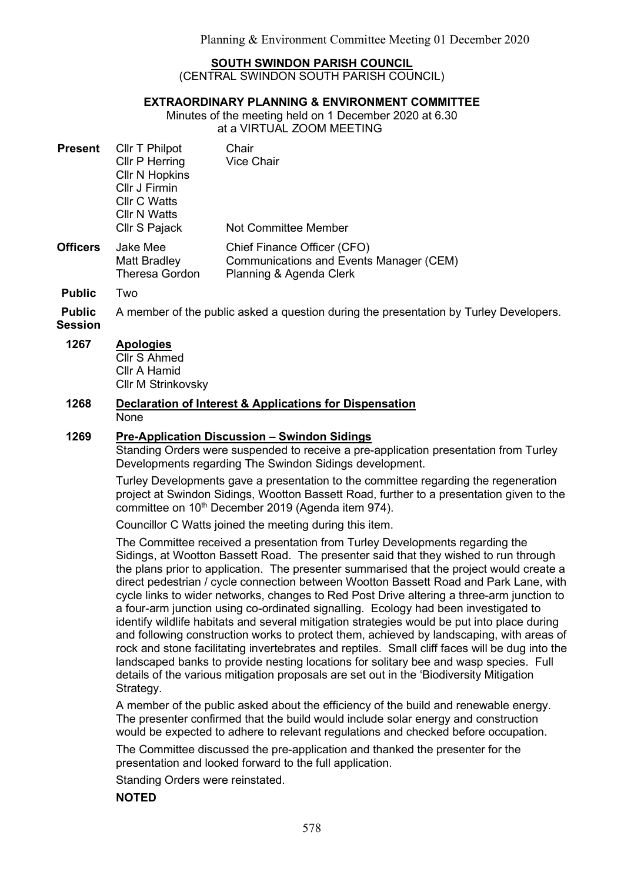**SOUTH SWINDON PARISH COUNCIL**
(CENTRAL SWINDON SOUTH PARISH COUNCIL)

**EXTRAORDINARY PLANNING & ENVIRONMENT COMMITTEE**

Minutes of the meeting held on 1 December 2020 at 6.30
at a VIRTUAL ZOOM MEETING

| | | |
|---|---|---|
| **Present** | Cllr T Philpot | Chair |
| | Cllr P Herring | Vice Chair |
| | Cllr N Hopkins | |
| | Cllr J Firmin | |
| | Cllr C Watts | |
| | Cllr N Watts | |
| | Cllr S Pajack | Not Committee Member |
| **Officers** | Jake Mee | Chief Finance Officer (CFO) |
| | Matt Bradley | Communications and Events Manager (CEM) |
| | Theresa Gordon | Planning & Agenda Clerk |
| **Public** | Two | |

**Public Session** A member of the public asked a question during the presentation by Turley Developers.

**1267 Apologies**

Cllr S Ahmed
Cllr A Hamid
Cllr M Strinkovsky

**1268 Declaration of Interest & Applications for Dispensation**

None

**1269 Pre-Application Discussion – Swindon Sidings**

Standing Orders were suspended to receive a pre-application presentation from Turley Developments regarding The Swindon Sidings development.

Turley Developments gave a presentation to the committee regarding the regeneration project at Swindon Sidings, Wootton Bassett Road, further to a presentation given to the committee on 10th December 2019 (Agenda item 974).

Councillor C Watts joined the meeting during this item.

The Committee received a presentation from Turley Developments regarding the Sidings, at Wootton Bassett Road. The presenter said that they wished to run through the plans prior to application. The presenter summarised that the project would create a direct pedestrian / cycle connection between Wootton Bassett Road and Park Lane, with cycle links to wider networks, changes to Red Post Drive altering a three-arm junction to a four-arm junction using co-ordinated signalling. Ecology had been investigated to identify wildlife habitats and several mitigation strategies would be put into place during and following construction works to protect them, achieved by landscaping, with areas of rock and stone facilitating invertebrates and reptiles. Small cliff faces will be dug into the landscaped banks to provide nesting locations for solitary bee and wasp species. Full details of the various mitigation proposals are set out in the 'Biodiversity Mitigation Strategy.

A member of the public asked about the efficiency of the build and renewable energy. The presenter confirmed that the build would include solar energy and construction would be expected to adhere to relevant regulations and checked before occupation.

The Committee discussed the pre-application and thanked the presenter for the presentation and looked forward to the full application.

Standing Orders were reinstated.

**NOTED**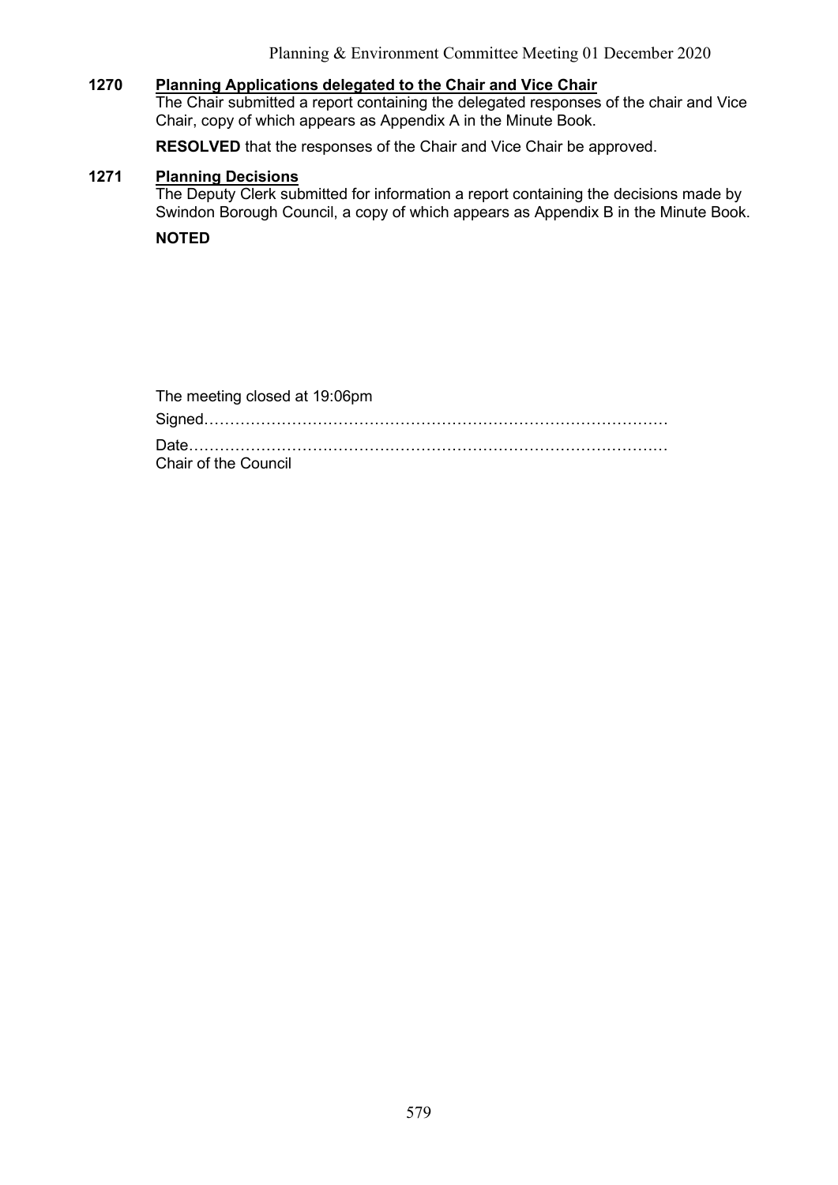**1270 Planning Applications delegated to the Chair and Vice Chair**

The Chair submitted a report containing the delegated responses of the chair and Vice Chair, copy of which appears as Appendix A in the Minute Book.

**RESOLVED** that the responses of the Chair and Vice Chair be approved.

**1271 Planning Decisions**

The Deputy Clerk submitted for information a report containing the decisions made by Swindon Borough Council, a copy of which appears as Appendix B in the Minute Book.

**NOTED**

The meeting closed at 19:06pm

Signed……………………………………………………………………………

Date………………………………………………………………………………

Chair of the Council